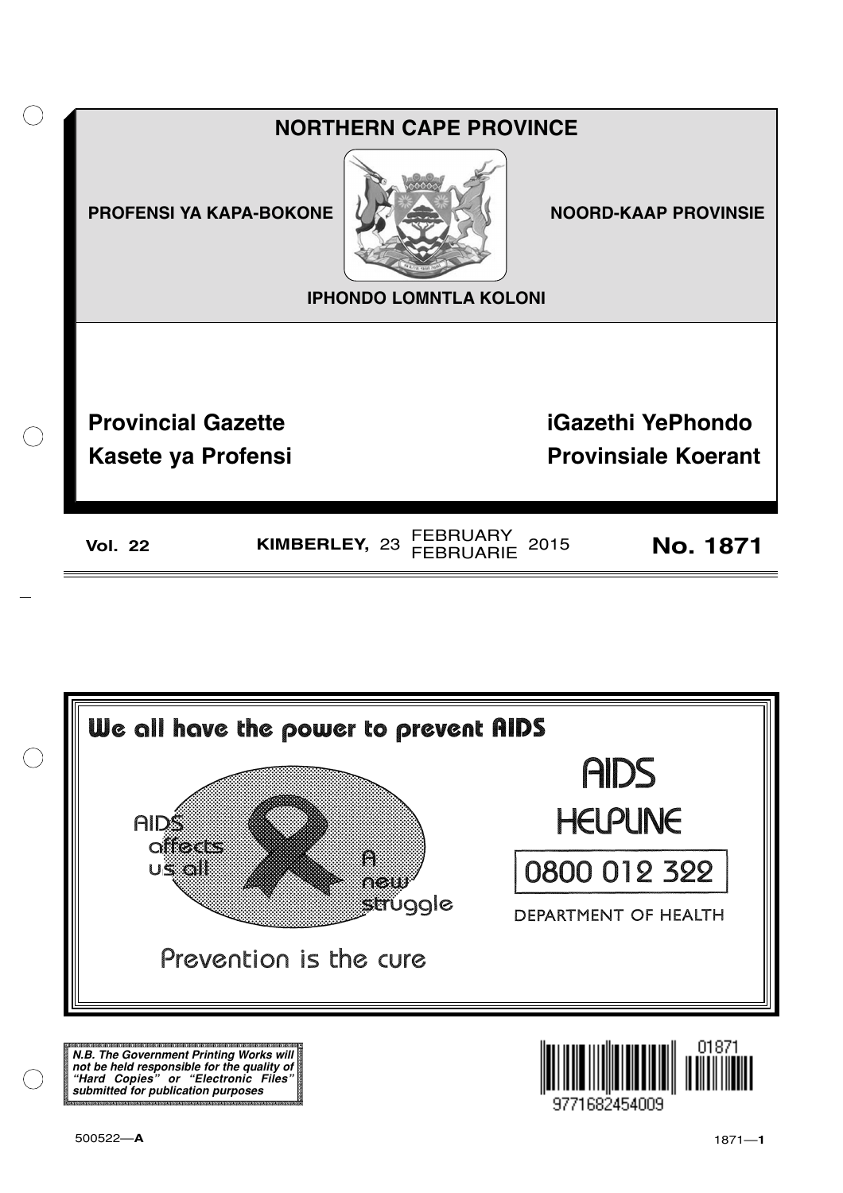# NORTHERN CAPE PROVINCE

**PROFENSI YA KAPA-BOKONE** | **NOORD-KAAP PROVINSIE**

**IPHONDO LOMNTLA KOLONI**

## Provincial Gazette
## iGazethi YePhondo
## Kasete ya Profensi
## Provinsiale Koerant

**Vol. 22** | **KIMBERLEY,** 23 FEBRUARY / FEBRUARIE 2015 | **No. 1871**

---

**We all have the power to prevent AIDS**

AIDS affects us all

A new struggle

Prevention is the cure

AIDS HELPLINE

0800 012 322

DEPARTMENT OF HEALTH

---

***N.B. The Government Printing Works will not be held responsible for the quality of "Hard Copies" or "Electronic Files" submitted for publication purposes***

01871

9771682454009

500522—**A**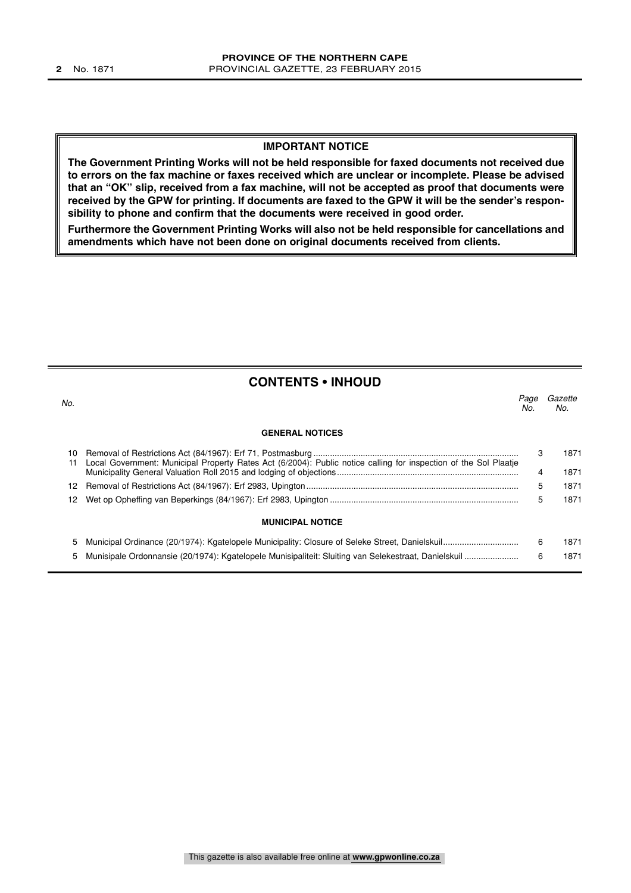**IMPORTANT NOTICE**

**The Government Printing Works will not be held responsible for faxed documents not received due to errors on the fax machine or faxes received which are unclear or incomplete. Please be advised that an "OK" slip, received from a fax machine, will not be accepted as proof that documents were received by the GPW for printing. If documents are faxed to the GPW it will be the sender's responsibility to phone and confirm that the documents were received in good order.**

**Furthermore the Government Printing Works will also not be held responsible for cancellations and amendments which have not been done on original documents received from clients.**

## CONTENTS • INHOUD

| *No.* | | *Page No.* | *Gazette No.* |
|---|---|---|---|
| | **GENERAL NOTICES** | | |
| 10 | Removal of Restrictions Act (84/1967): Erf 71, Postmasburg | 3 | 1871 |
| 11 | Local Government: Municipal Property Rates Act (6/2004): Public notice calling for inspection of the Sol Plaatje Municipality General Valuation Roll 2015 and lodging of objections | 4 | 1871 |
| 12 | Removal of Restrictions Act (84/1967): Erf 2983, Upington | 5 | 1871 |
| 12 | Wet op Opheffing van Beperkings (84/1967): Erf 2983, Upington | 5 | 1871 |
| | **MUNICIPAL NOTICE** | | |
| 5 | Municipal Ordinance (20/1974): Kgatelopele Municipality: Closure of Seleke Street, Danielskuil | 6 | 1871 |
| 5 | Munisipale Ordonnansie (20/1974): Kgatelopele Munisipaliteit: Sluiting van Selekestraat, Danielskuil | 6 | 1871 |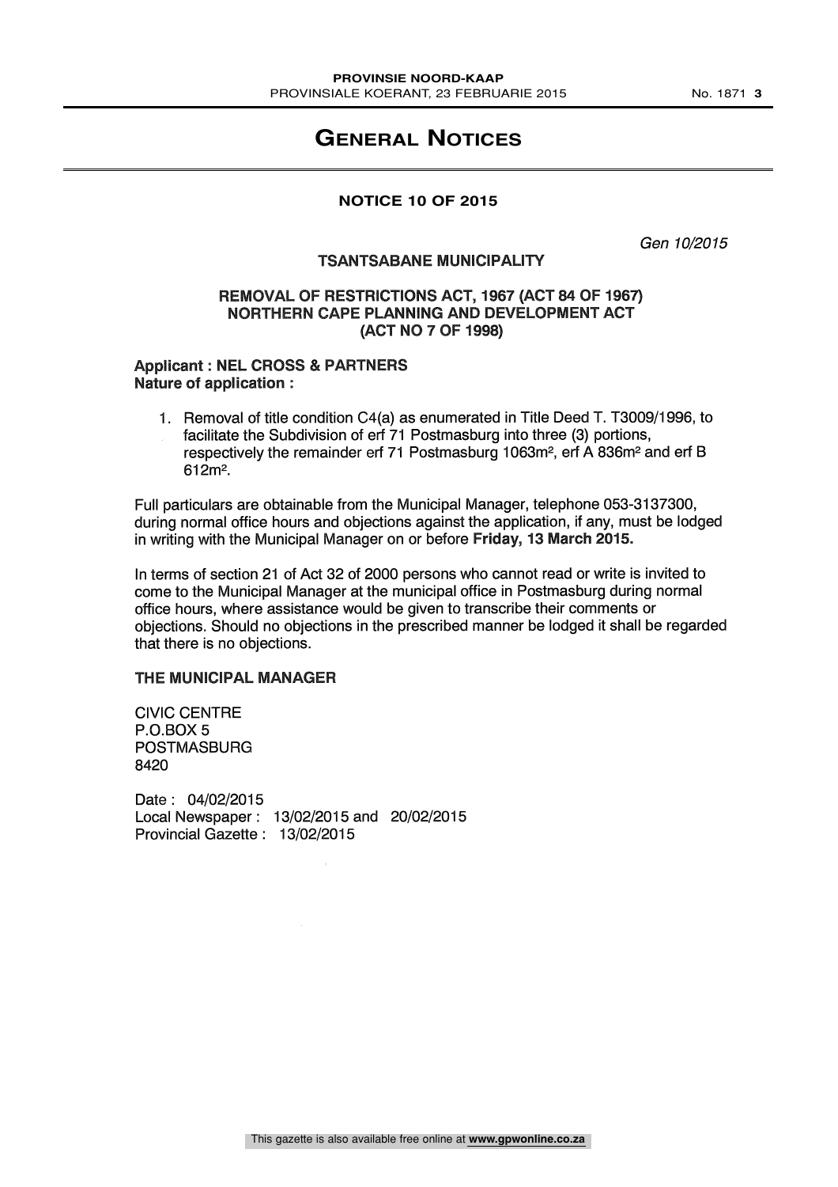# General Notices

## NOTICE 10 OF 2015

*Gen 10/2015*

### TSANTSABANE MUNICIPALITY

### REMOVAL OF RESTRICTIONS ACT, 1967 (ACT 84 OF 1967) NORTHERN CAPE PLANNING AND DEVELOPMENT ACT (ACT NO 7 OF 1998)

**Applicant : NEL CROSS & PARTNERS**
**Nature of application :**

1. Removal of title condition C4(a) as enumerated in Title Deed T. T3009/1996, to facilitate the Subdivision of erf 71 Postmasburg into three (3) portions, respectively the remainder erf 71 Postmasburg 1063m², erf A 836m² and erf B 612m².

Full particulars are obtainable from the Municipal Manager, telephone 053-3137300, during normal office hours and objections against the application, if any, must be lodged in writing with the Municipal Manager on or before **Friday, 13 March 2015.**

In terms of section 21 of Act 32 of 2000 persons who cannot read or write is invited to come to the Municipal Manager at the municipal office in Postmasburg during normal office hours, where assistance would be given to transcribe their comments or objections. Should no objections in the prescribed manner be lodged it shall be regarded that there is no objections.

**THE MUNICIPAL MANAGER**

CIVIC CENTRE
P.O.BOX 5
POSTMASBURG
8420

Date : 04/02/2015
Local Newspaper : 13/02/2015 and 20/02/2015
Provincial Gazette : 13/02/2015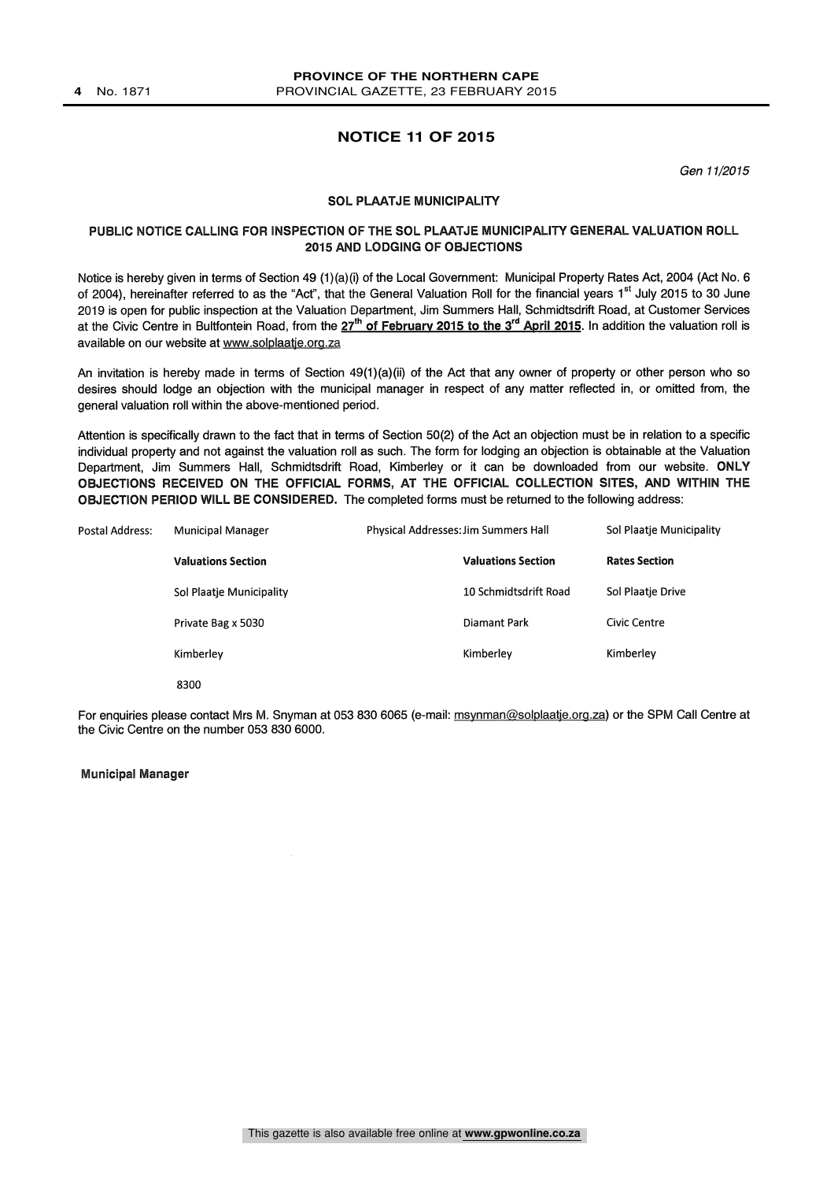## NOTICE 11 OF 2015

*Gen 11/2015*

### SOL PLAATJE MUNICIPALITY

### PUBLIC NOTICE CALLING FOR INSPECTION OF THE SOL PLAATJE MUNICIPALITY GENERAL VALUATION ROLL 2015 AND LODGING OF OBJECTIONS

Notice is hereby given in terms of Section 49 (1)(a)(i) of the Local Government: Municipal Property Rates Act, 2004 (Act No. 6 of 2004), hereinafter referred to as the "Act", that the General Valuation Roll for the financial years 1st July 2015 to 30 June 2019 is open for public inspection at the Valuation Department, Jim Summers Hall, Schmidtsdrift Road, at Customer Services at the Civic Centre in Bultfontein Road, from the **27th of February 2015 to the 3rd April 2015**. In addition the valuation roll is available on our website at www.solplaatje.org.za

An invitation is hereby made in terms of Section 49(1)(a)(ii) of the Act that any owner of property or other person who so desires should lodge an objection with the municipal manager in respect of any matter reflected in, or omitted from, the general valuation roll within the above-mentioned period.

Attention is specifically drawn to the fact that in terms of Section 50(2) of the Act an objection must be in relation to a specific individual property and not against the valuation roll as such. The form for lodging an objection is obtainable at the Valuation Department, Jim Summers Hall, Schmidtsdrift Road, Kimberley or it can be downloaded from our website. **ONLY OBJECTIONS RECEIVED ON THE OFFICIAL FORMS, AT THE OFFICIAL COLLECTION SITES, AND WITHIN THE OBJECTION PERIOD WILL BE CONSIDERED.** The completed forms must be returned to the following address:

| Postal Address: | Municipal Manager | Physical Addresses: | Jim Summers Hall | Sol Plaatje Municipality |
|---|---|---|---|---|
| | **Valuations Section** | | **Valuations Section** | **Rates Section** |
| | Sol Plaatje Municipality | | 10 Schmidtsdrift Road | Sol Plaatje Drive |
| | Private Bag x 5030 | | Diamant Park | Civic Centre |
| | Kimberley | | Kimberley | Kimberley |
| | 8300 | | | |

For enquiries please contact Mrs M. Snyman at 053 830 6065 (e-mail: msynman@solplaatje.org.za) or the SPM Call Centre at the Civic Centre on the number 053 830 6000.

**Municipal Manager**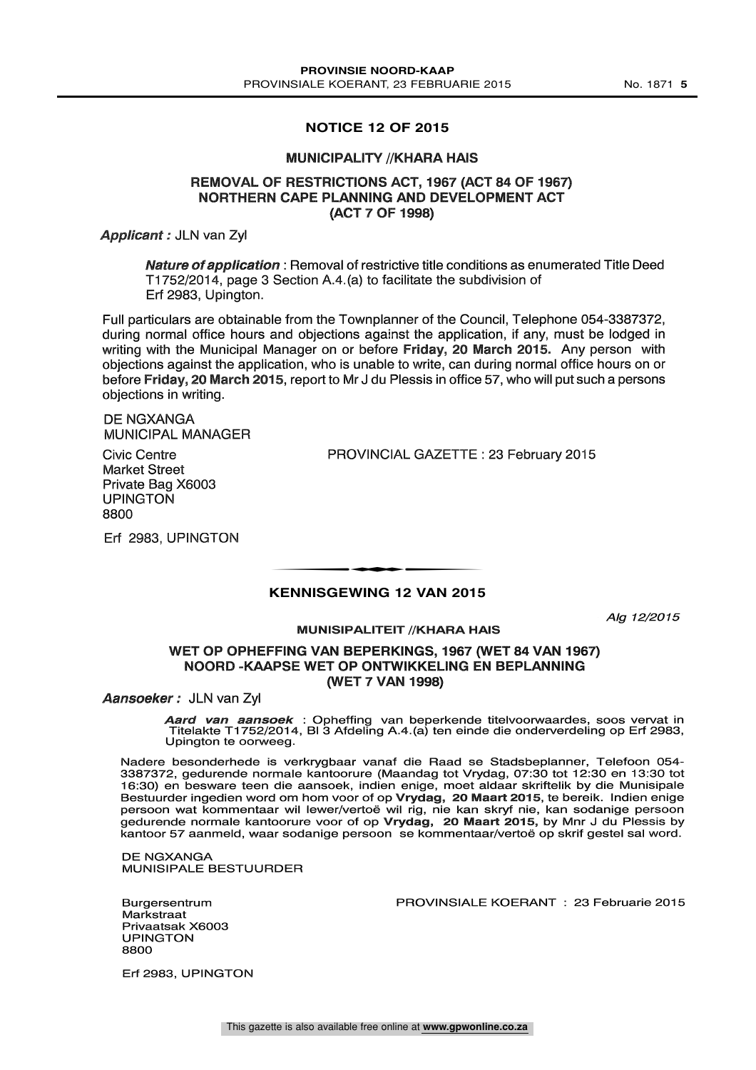## NOTICE 12 OF 2015

### MUNICIPALITY //KHARA HAIS

### REMOVAL OF RESTRICTIONS ACT, 1967 (ACT 84 OF 1967) NORTHERN CAPE PLANNING AND DEVELOPMENT ACT (ACT 7 OF 1998)

***Applicant :*** JLN van Zyl

***Nature of application*** : Removal of restrictive title conditions as enumerated Title Deed T1752/2014, page 3 Section A.4.(a) to facilitate the subdivision of Erf 2983, Upington.

Full particulars are obtainable from the Townplanner of the Council, Telephone 054-3387372, during normal office hours and objections against the application, if any, must be lodged in writing with the Municipal Manager on or before **Friday, 20 March 2015.** Any person with objections against the application, who is unable to write, can during normal office hours on or before **Friday, 20 March 2015**, report to Mr J du Plessis in office 57, who will put such a persons objections in writing.

DE NGXANGA
MUNICIPAL MANAGER

Civic Centre
Market Street
Private Bag X6003
UPINGTON
8800

PROVINCIAL GAZETTE : 23 February 2015

Erf 2983, UPINGTON

---

## KENNISGEWING 12 VAN 2015

*Alg 12/2015*

### MUNISIPALITEIT //KHARA HAIS

### WET OP OPHEFFING VAN BEPERKINGS, 1967 (WET 84 VAN 1967) NOORD -KAAPSE WET OP ONTWIKKELING EN BEPLANNING (WET 7 VAN 1998)

***Aansoeker :*** JLN van Zyl

***Aard van aansoek*** : Opheffing van beperkende titelvoorwaardes, soos vervat in Titelakte T1752/2014, Bl 3 Afdeling A.4.(a) ten einde die onderverdeling op Erf 2983, Upington te oorweeg.

Nadere besonderhede is verkrygbaar vanaf die Raad se Stadsbeplanner, Telefoon 054-3387372, gedurende normale kantoorure (Maandag tot Vrydag, 07:30 tot 12:30 en 13:30 tot 16:30) en besware teen die aansoek, indien enige, moet aldaar skriftelik by die Munisipale Bestuurder ingedien word om hom voor of op **Vrydag, 20 Maart 2015**, te bereik. Indien enige persoon wat kommentaar wil lewer/vertoë wil rig, nie kan skryf nie, kan sodanige persoon gedurende normale kantoorure voor of op **Vrydag, 20 Maart 2015,** by Mnr J du Plessis by kantoor 57 aanmeld, waar sodanige persoon se kommentaar/vertoë op skrif gestel sal word.

DE NGXANGA
MUNISIPALE BESTUURDER

Burgersentrum
Markstraat
Privaatsak X6003
UPINGTON
8800

PROVINSIALE KOERANT : 23 Februarie 2015

Erf 2983, UPINGTON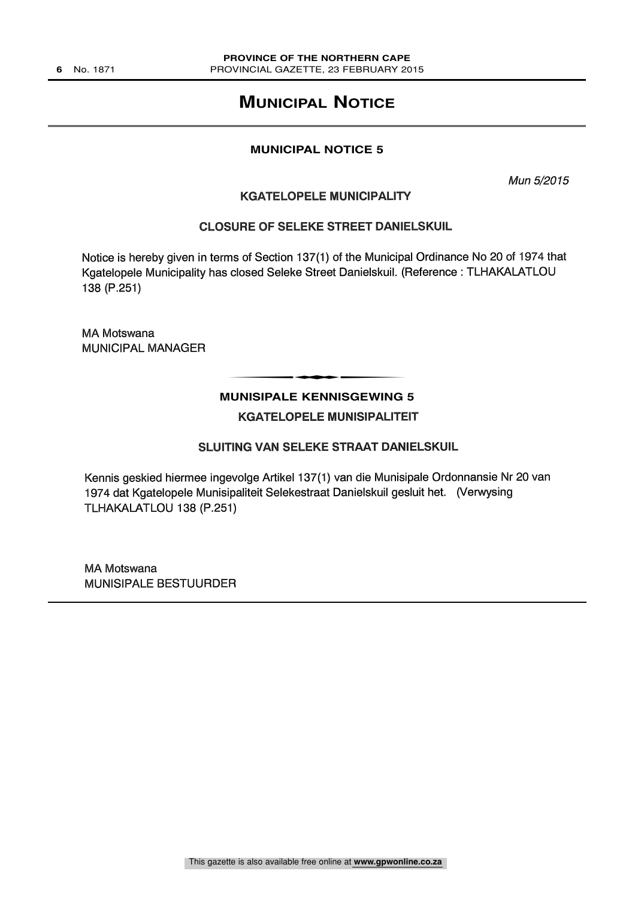# Municipal Notice

## MUNICIPAL NOTICE 5

*Mun 5/2015*

### KGATELOPELE MUNICIPALITY

### CLOSURE OF SELEKE STREET DANIELSKUIL

Notice is hereby given in terms of Section 137(1) of the Municipal Ordinance No 20 of 1974 that Kgatelopele Municipality has closed Seleke Street Danielskuil. (Reference : TLHAKALATLOU 138 (P.251)

MA Motswana
MUNICIPAL MANAGER

---

## MUNISIPALE KENNISGEWING 5

### KGATELOPELE MUNISIPALITEIT

### SLUITING VAN SELEKE STRAAT DANIELSKUIL

Kennis geskied hiermee ingevolge Artikel 137(1) van die Munisipale Ordonnansie Nr 20 van 1974 dat Kgatelopele Munisipaliteit Selekestraat Danielskuil gesluit het. (Verwysing TLHAKALATLOU 138 (P.251)

MA Motswana
MUNISIPALE BESTUURDER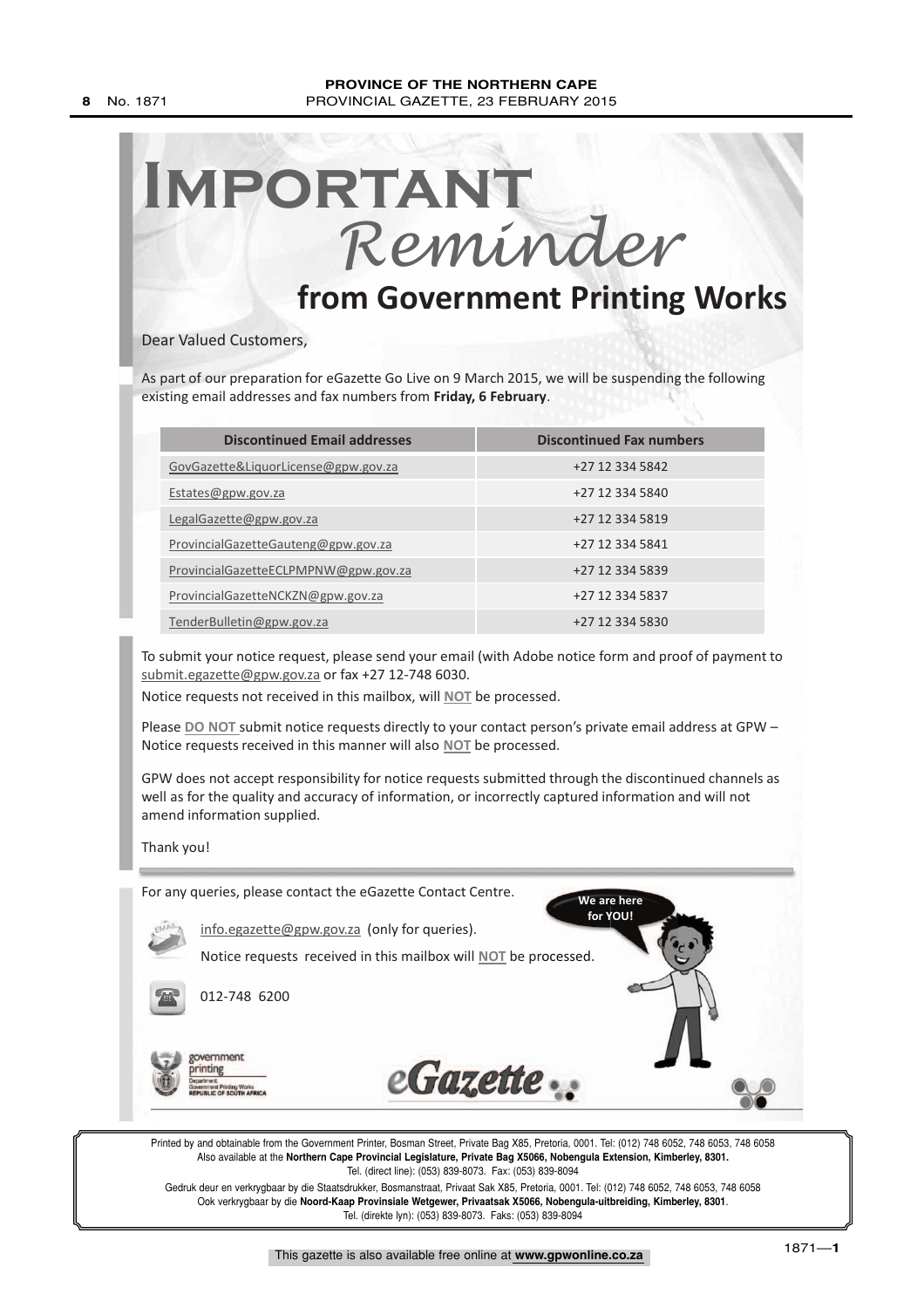# IMPORTANT *Reminder*

## from Government Printing Works

Dear Valued Customers,

As part of our preparation for eGazette Go Live on 9 March 2015, we will be suspending the following existing email addresses and fax numbers from **Friday, 6 February**.

| Discontinued Email addresses | Discontinued Fax numbers |
|---|---|
| GovGazette&LiquorLicense@gpw.gov.za | +27 12 334 5842 |
| Estates@gpw.gov.za | +27 12 334 5840 |
| LegalGazette@gpw.gov.za | +27 12 334 5819 |
| ProvincialGazetteGauteng@gpw.gov.za | +27 12 334 5841 |
| ProvincialGazetteECLPMPNW@gpw.gov.za | +27 12 334 5839 |
| ProvincialGazetteNCKZN@gpw.gov.za | +27 12 334 5837 |
| TenderBulletin@gpw.gov.za | +27 12 334 5830 |

To submit your notice request, please send your email (with Adobe notice form and proof of payment to submit.egazette@gpw.gov.za or fax +27 12-748 6030.

Notice requests not received in this mailbox, will **NOT** be processed.

Please **DO NOT** submit notice requests directly to your contact person's private email address at GPW – Notice requests received in this manner will also **NOT** be processed.

GPW does not accept responsibility for notice requests submitted through the discontinued channels as well as for the quality and accuracy of information, or incorrectly captured information and will not amend information supplied.

Thank you!

For any queries, please contact the eGazette Contact Centre.

We are here for YOU!

info.egazette@gpw.gov.za (only for queries).

Notice requests received in this mailbox will **NOT** be processed.

012-748 6200

government printing
Department: Government Printing Works
REPUBLIC OF SOUTH AFRICA

eGazette

Printed by and obtainable from the Government Printer, Bosman Street, Private Bag X85, Pretoria, 0001. Tel: (012) 748 6052, 748 6053, 748 6058
Also available at the **Northern Cape Provincial Legislature, Private Bag X5066, Nobengula Extension, Kimberley, 8301.**
Tel. (direct line): (053) 839-8073. Fax: (053) 839-8094

Gedruk deur en verkrygbaar by die Staatsdrukker, Bosmanstraat, Privaat Sak X85, Pretoria, 0001. Tel: (012) 748 6052, 748 6053, 748 6058
Ook verkrygbaar by die **Noord-Kaap Provinsiale Wetgewer, Privaatsak X5066, Nobengula-uitbreiding, Kimberley, 8301**.
Tel. (direkte lyn): (053) 839-8073. Faks: (053) 839-8094

This gazette is also available free online at **www.gpwonline.co.za**